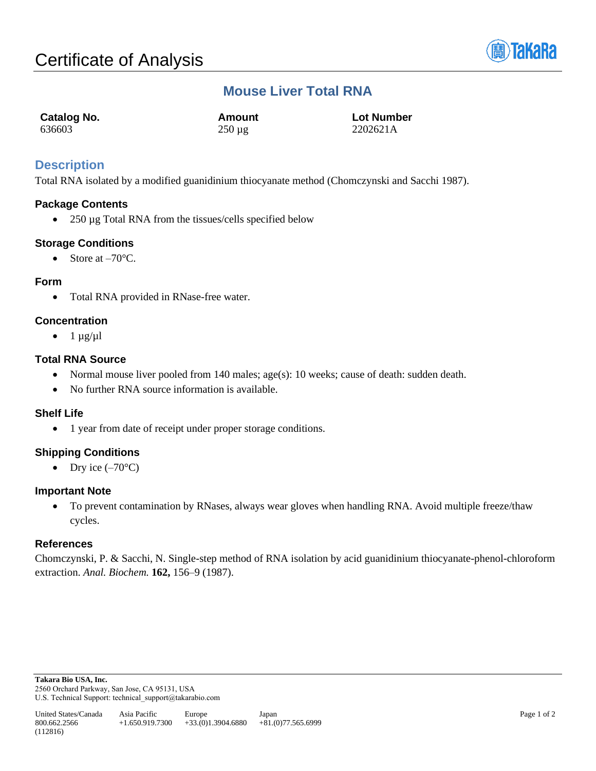# Certificate of Analysis

## Mouse Liver Total RNA

| Catalog No. | Amount | Lot Number |
|---|---|---|
| 636603 | 250 µg | 2202621A |

## Description

Total RNA isolated by a modified guanidinium thiocyanate method (Chomczynski and Sacchi 1987).

### Package Contents

- 250 µg Total RNA from the tissues/cells specified below

### Storage Conditions

- Store at –70°C.

### Form

- Total RNA provided in RNase-free water.

### Concentration

- 1 µg/µl

### Total RNA Source

- Normal mouse liver pooled from 140 males; age(s): 10 weeks; cause of death: sudden death.
- No further RNA source information is available.

### Shelf Life

- 1 year from date of receipt under proper storage conditions.

### Shipping Conditions

- Dry ice (–70°C)

### Important Note

- To prevent contamination by RNases, always wear gloves when handling RNA. Avoid multiple freeze/thaw cycles.

### References

Chomczynski, P. & Sacchi, N. Single-step method of RNA isolation by acid guanidinium thiocyanate-phenol-chloroform extraction. *Anal. Biochem.* **162,** 156–9 (1987).

**Takara Bio USA, Inc.**
2560 Orchard Parkway, San Jose, CA 95131, USA
U.S. Technical Support: technical_support@takarabio.com

| United States/Canada | Asia Pacific | Europe | Japan |
|---|---|---|---|
| 800.662.2566 | +1.650.919.7300 | +33.(0)1.3904.6880 | +81.(0)77.565.6999 |

(112816)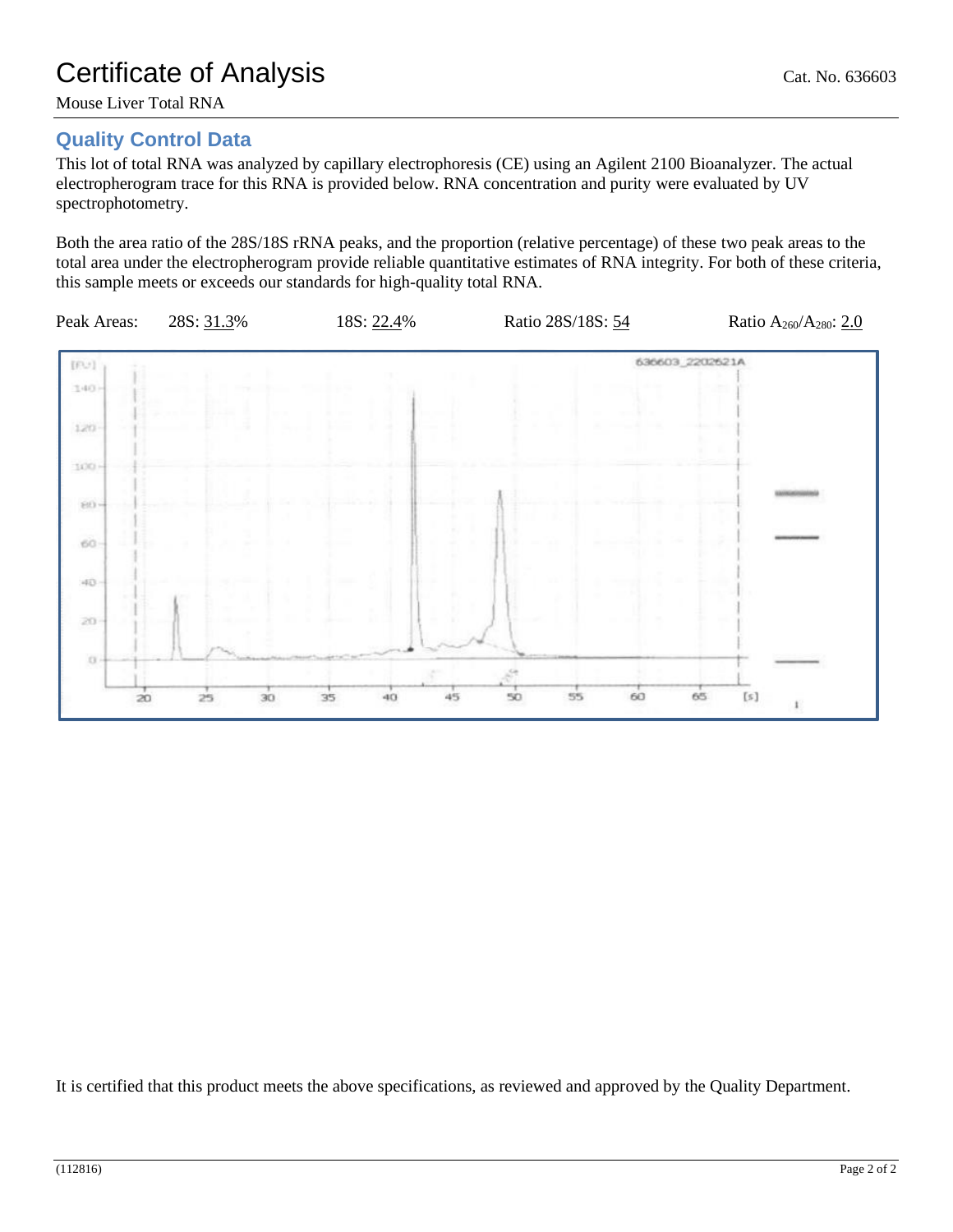# Certificate of Analysis

Cat. No. 636603

Mouse Liver Total RNA

## Quality Control Data

This lot of total RNA was analyzed by capillary electrophoresis (CE) using an Agilent 2100 Bioanalyzer. The actual electropherogram trace for this RNA is provided below. RNA concentration and purity were evaluated by UV spectrophotometry.

Both the area ratio of the 28S/18S rRNA peaks, and the proportion (relative percentage) of these two peak areas to the total area under the electropherogram provide reliable quantitative estimates of RNA integrity. For both of these criteria, this sample meets or exceeds our standards for high-quality total RNA.

Peak Areas: 28S: 31.3% 18S: 22.4% Ratio 28S/18S: 54 Ratio $A_{260}/A_{280}$: 2.0

It is certified that this product meets the above specifications, as reviewed and approved by the Quality Department.

(112816)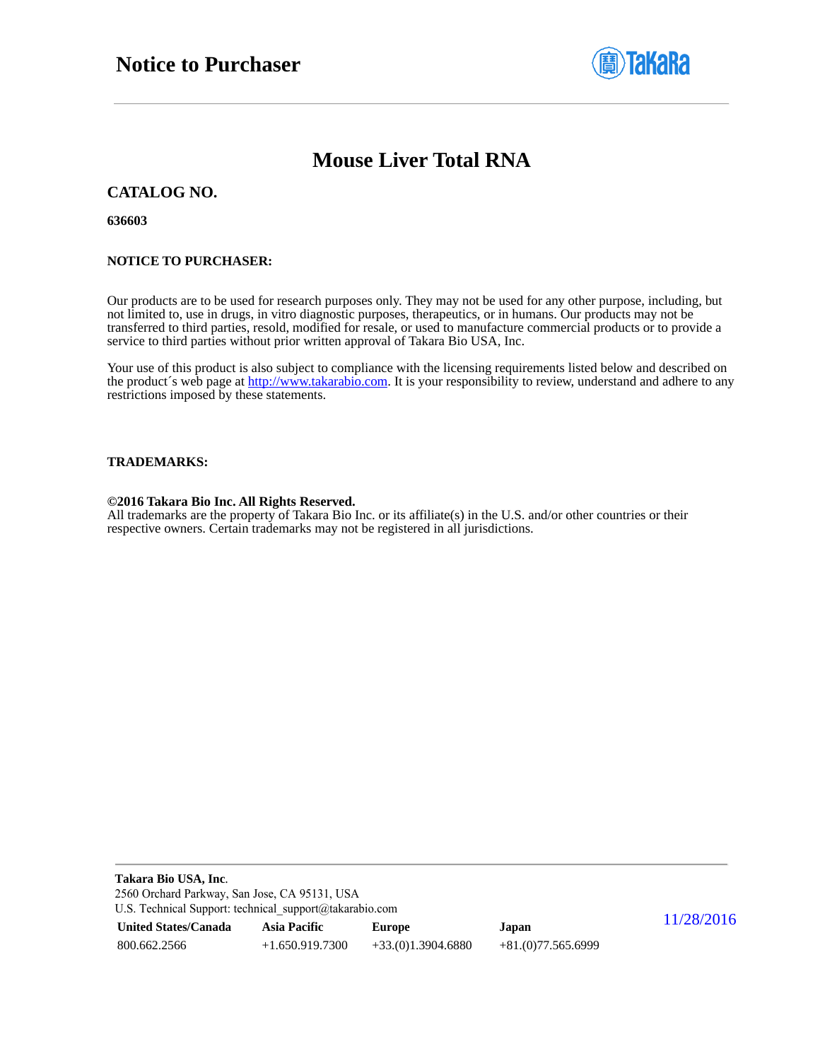# Notice to Purchaser

## Mouse Liver Total RNA

### CATALOG NO.

**636603**

**NOTICE TO PURCHASER:**

Our products are to be used for research purposes only. They may not be used for any other purpose, including, but not limited to, use in drugs, in vitro diagnostic purposes, therapeutics, or in humans. Our products may not be transferred to third parties, resold, modified for resale, or used to manufacture commercial products or to provide a service to third parties without prior written approval of Takara Bio USA, Inc.

Your use of this product is also subject to compliance with the licensing requirements listed below and described on the product´s web page at http://www.takarabio.com. It is your responsibility to review, understand and adhere to any restrictions imposed by these statements.

**TRADEMARKS:**

**©2016 Takara Bio Inc. All Rights Reserved.**
All trademarks are the property of Takara Bio Inc. or its affiliate(s) in the U.S. and/or other countries or their respective owners. Certain trademarks may not be registered in all jurisdictions.

**Takara Bio USA, Inc.**
2560 Orchard Parkway, San Jose, CA 95131, USA
U.S. Technical Support: technical_support@takarabio.com

| United States/Canada | Asia Pacific | Europe | Japan |
| --- | --- | --- | --- |
| 800.662.2566 | +1.650.919.7300 | +33.(0)1.3904.6880 | +81.(0)77.565.6999 |

11/28/2016